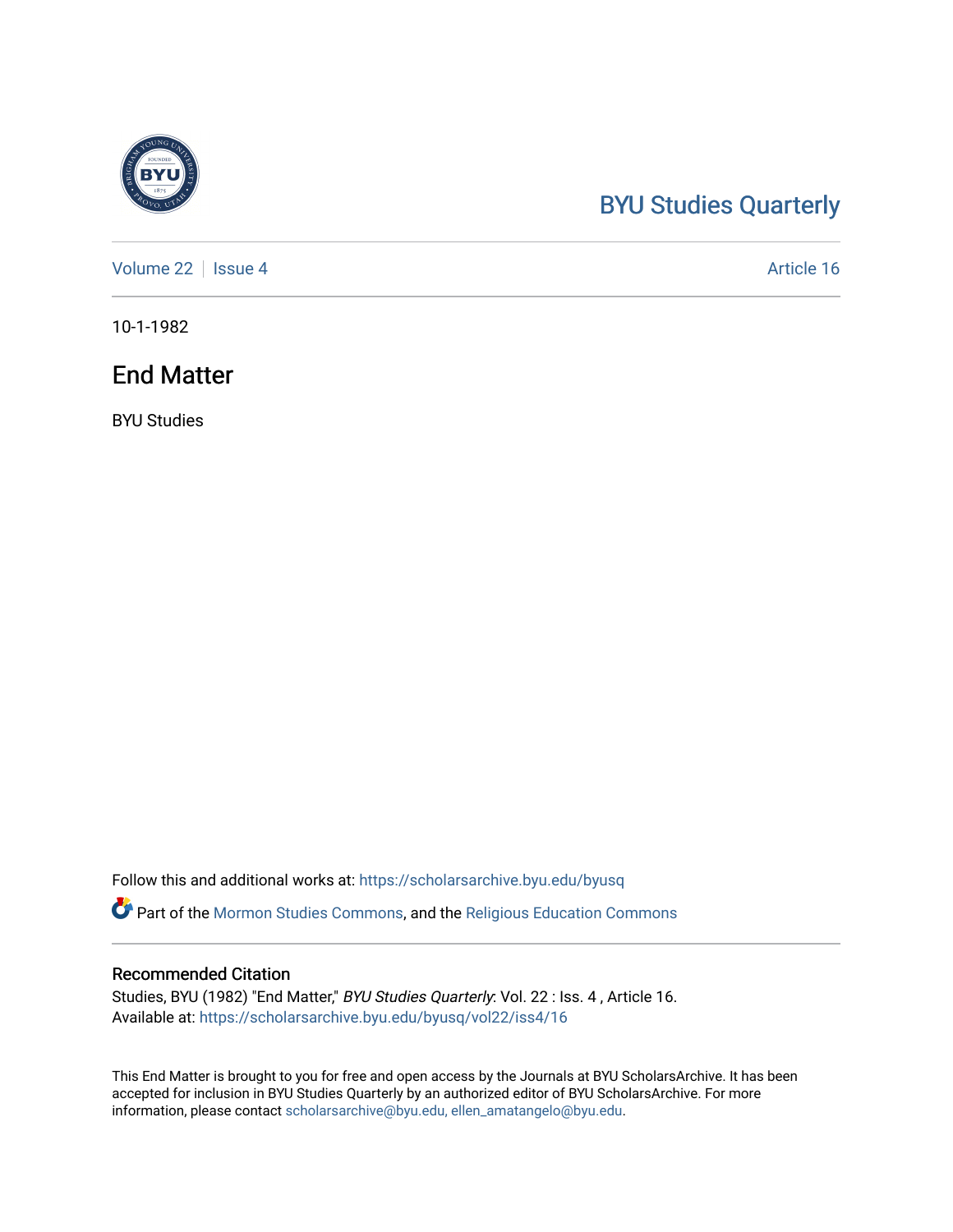BYU Studies Quarterly

Volume 22 | Issue 4 — Article 16

10-1-1982

# End Matter

BYU Studies

Follow this and additional works at: https://scholarsarchive.byu.edu/byusq

Part of the Mormon Studies Commons, and the Religious Education Commons

## Recommended Citation

Studies, BYU (1982) "End Matter," *BYU Studies Quarterly*: Vol. 22 : Iss. 4 , Article 16.
Available at: https://scholarsarchive.byu.edu/byusq/vol22/iss4/16

This End Matter is brought to you for free and open access by the Journals at BYU ScholarsArchive. It has been accepted for inclusion in BYU Studies Quarterly by an authorized editor of BYU ScholarsArchive. For more information, please contact scholarsarchive@byu.edu, ellen_amatangelo@byu.edu.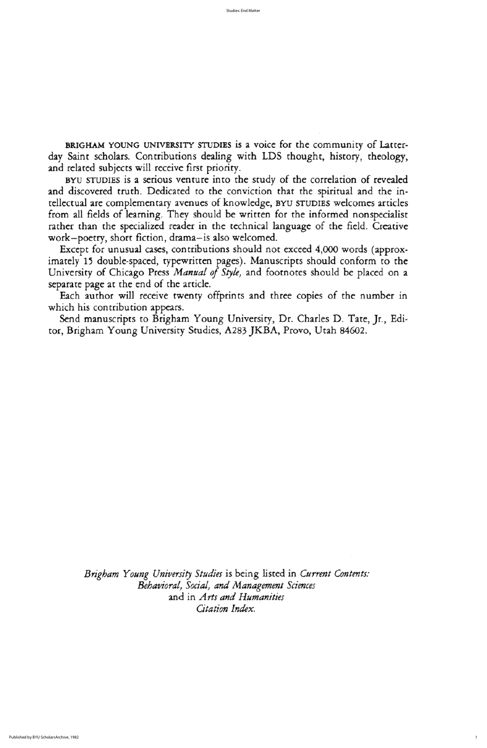**BRIGHAM YOUNG UNIVERSITY STUDIES** is a voice for the community of Latter-day Saint scholars. Contributions dealing with LDS thought, history, theology, and related subjects will receive first priority.

**BYU STUDIES** is a serious venture into the study of the correlation of revealed and discovered truth. Dedicated to the conviction that the spiritual and the intellectual are complementary avenues of knowledge, **BYU STUDIES** welcomes articles from all fields of learning. They should be written for the informed nonspecialist rather than the specialized reader in the technical language of the field. Creative work—poetry, short fiction, drama—is also welcomed.

Except for unusual cases, contributions should not exceed 4,000 words (approximately 15 double-spaced, typewritten pages). Manuscripts should conform to the University of Chicago Press *Manual of Style,* and footnotes should be placed on a separate page at the end of the article.

Each author will receive twenty offprints and three copies of the number in which his contribution appears.

Send manuscripts to Brigham Young University, Dr. Charles D. Tate, Jr., Editor, Brigham Young University Studies, A283 JKBA, Provo, Utah 84602.

*Brigham Young University Studies* is being listed in *Current Contents: Behavioral, Social, and Management Sciences* and in *Arts and Humanities Citation Index.*